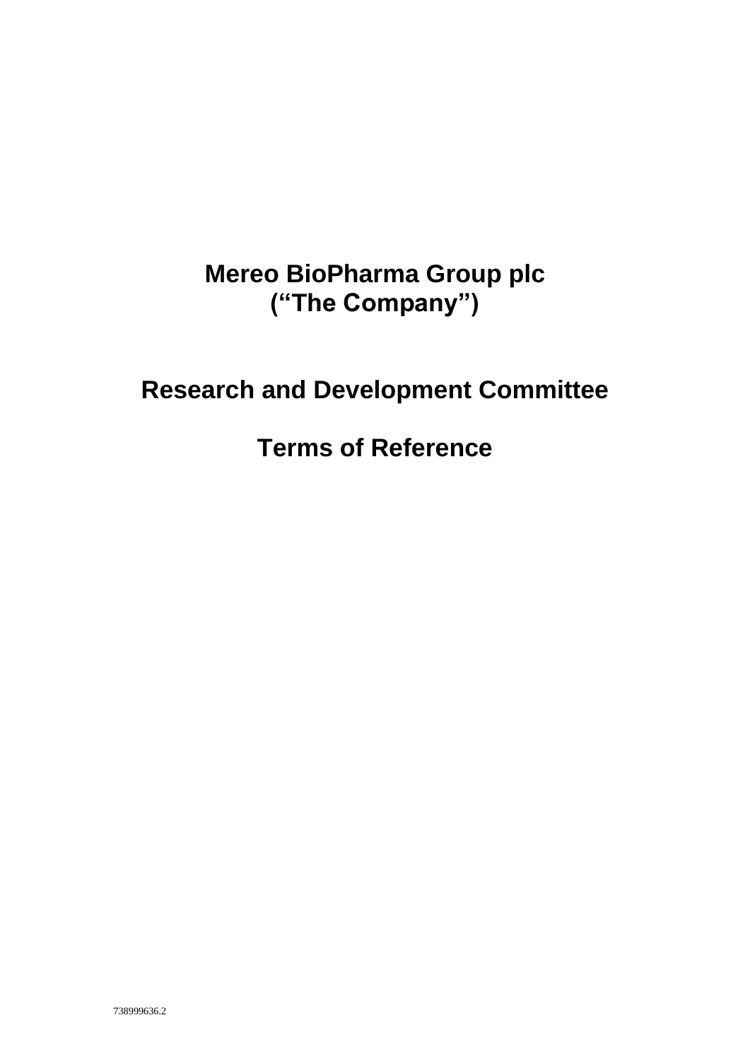# Mereo BioPharma Group plc
# (“The Company”)

# Research and Development Committee

# Terms of Reference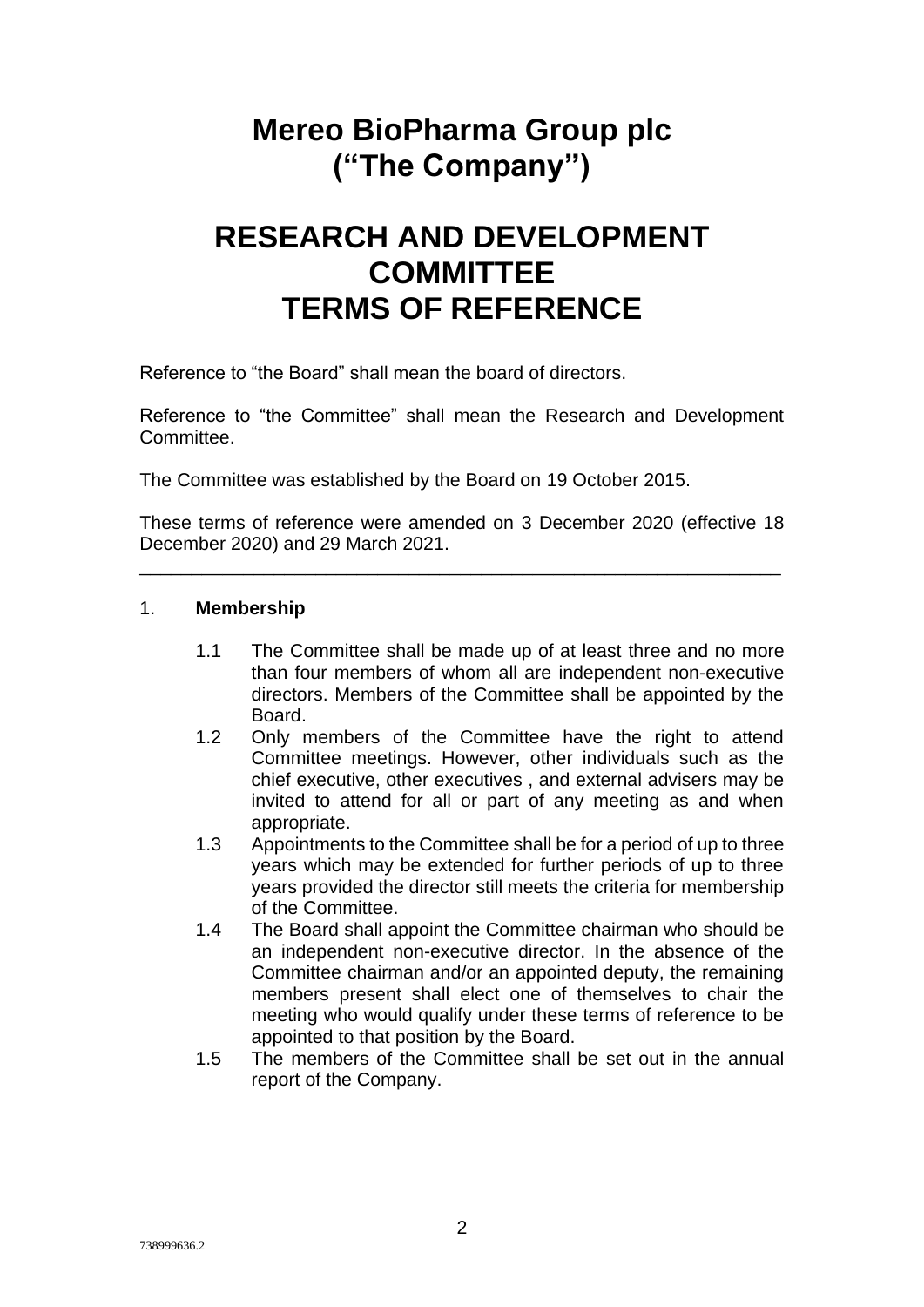# Mereo BioPharma Group plc ("The Company")

# RESEARCH AND DEVELOPMENT COMMITTEE TERMS OF REFERENCE

Reference to "the Board" shall mean the board of directors.

Reference to "the Committee" shall mean the Research and Development Committee.

The Committee was established by the Board on 19 October 2015.

These terms of reference were amended on 3 December 2020 (effective 18 December 2020) and 29 March 2021.

---

1. **Membership**

    1.1 The Committee shall be made up of at least three and no more than four members of whom all are independent non-executive directors. Members of the Committee shall be appointed by the Board.

    1.2 Only members of the Committee have the right to attend Committee meetings. However, other individuals such as the chief executive, other executives , and external advisers may be invited to attend for all or part of any meeting as and when appropriate.

    1.3 Appointments to the Committee shall be for a period of up to three years which may be extended for further periods of up to three years provided the director still meets the criteria for membership of the Committee.

    1.4 The Board shall appoint the Committee chairman who should be an independent non-executive director. In the absence of the Committee chairman and/or an appointed deputy, the remaining members present shall elect one of themselves to chair the meeting who would qualify under these terms of reference to be appointed to that position by the Board.

    1.5 The members of the Committee shall be set out in the annual report of the Company.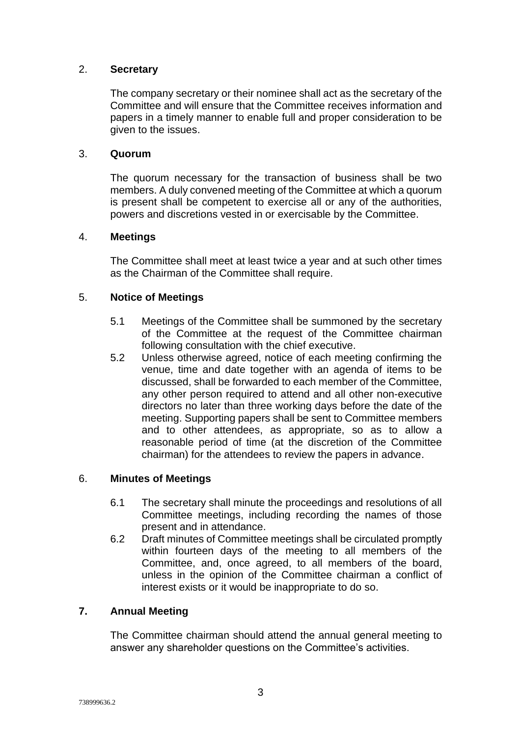## 2. Secretary

The company secretary or their nominee shall act as the secretary of the Committee and will ensure that the Committee receives information and papers in a timely manner to enable full and proper consideration to be given to the issues.

## 3. Quorum

The quorum necessary for the transaction of business shall be two members. A duly convened meeting of the Committee at which a quorum is present shall be competent to exercise all or any of the authorities, powers and discretions vested in or exercisable by the Committee.

## 4. Meetings

The Committee shall meet at least twice a year and at such other times as the Chairman of the Committee shall require.

## 5. Notice of Meetings

5.1 Meetings of the Committee shall be summoned by the secretary of the Committee at the request of the Committee chairman following consultation with the chief executive.

5.2 Unless otherwise agreed, notice of each meeting confirming the venue, time and date together with an agenda of items to be discussed, shall be forwarded to each member of the Committee, any other person required to attend and all other non-executive directors no later than three working days before the date of the meeting. Supporting papers shall be sent to Committee members and to other attendees, as appropriate, so as to allow a reasonable period of time (at the discretion of the Committee chairman) for the attendees to review the papers in advance.

## 6. Minutes of Meetings

6.1 The secretary shall minute the proceedings and resolutions of all Committee meetings, including recording the names of those present and in attendance.

6.2 Draft minutes of Committee meetings shall be circulated promptly within fourteen days of the meeting to all members of the Committee, and, once agreed, to all members of the board, unless in the opinion of the Committee chairman a conflict of interest exists or it would be inappropriate to do so.

## 7. Annual Meeting

The Committee chairman should attend the annual general meeting to answer any shareholder questions on the Committee's activities.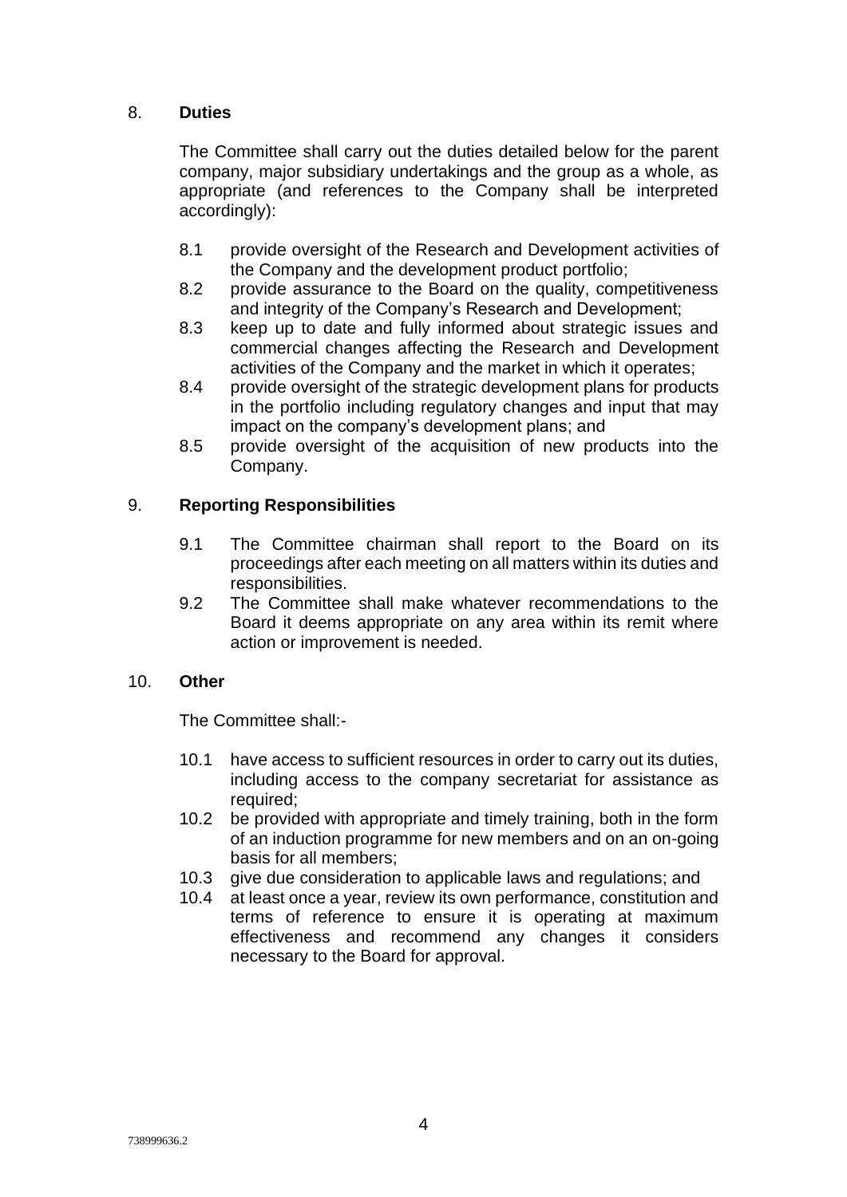## 8. Duties

The Committee shall carry out the duties detailed below for the parent company, major subsidiary undertakings and the group as a whole, as appropriate (and references to the Company shall be interpreted accordingly):

8.1 provide oversight of the Research and Development activities of the Company and the development product portfolio;

8.2 provide assurance to the Board on the quality, competitiveness and integrity of the Company's Research and Development;

8.3 keep up to date and fully informed about strategic issues and commercial changes affecting the Research and Development activities of the Company and the market in which it operates;

8.4 provide oversight of the strategic development plans for products in the portfolio including regulatory changes and input that may impact on the company's development plans; and

8.5 provide oversight of the acquisition of new products into the Company.

## 9. Reporting Responsibilities

9.1 The Committee chairman shall report to the Board on its proceedings after each meeting on all matters within its duties and responsibilities.

9.2 The Committee shall make whatever recommendations to the Board it deems appropriate on any area within its remit where action or improvement is needed.

## 10. Other

The Committee shall:-

10.1 have access to sufficient resources in order to carry out its duties, including access to the company secretariat for assistance as required;

10.2 be provided with appropriate and timely training, both in the form of an induction programme for new members and on an on-going basis for all members;

10.3 give due consideration to applicable laws and regulations; and

10.4 at least once a year, review its own performance, constitution and terms of reference to ensure it is operating at maximum effectiveness and recommend any changes it considers necessary to the Board for approval.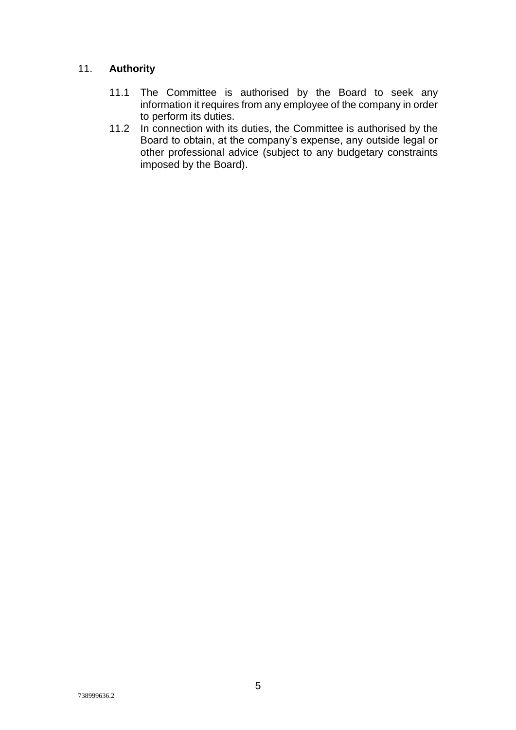## 11. **Authority**

11.1 The Committee is authorised by the Board to seek any information it requires from any employee of the company in order to perform its duties.

11.2 In connection with its duties, the Committee is authorised by the Board to obtain, at the company's expense, any outside legal or other professional advice (subject to any budgetary constraints imposed by the Board).